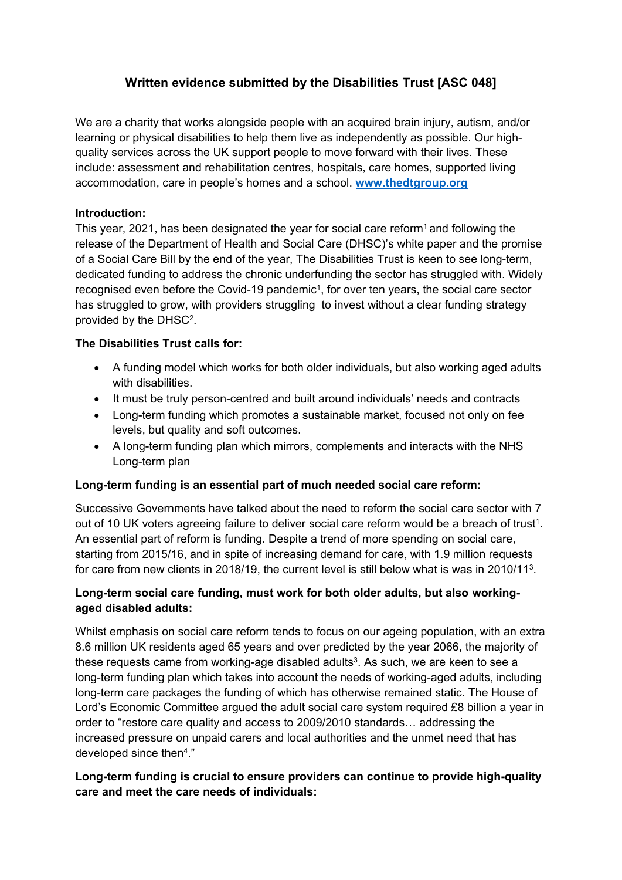# Written evidence submitted by the Disabilities Trust [ASC 048]

We are a charity that works alongside people with an acquired brain injury, autism, and/or learning or physical disabilities to help them live as independently as possible. Our high-quality services across the UK support people to move forward with their lives. These include: assessment and rehabilitation centres, hospitals, care homes, supported living accommodation, care in people's homes and a school. **www.thedtgroup.org**

**Introduction:**

This year, 2021, has been designated the year for social care reform[1] and following the release of the Department of Health and Social Care (DHSC)'s white paper and the promise of a Social Care Bill by the end of the year, The Disabilities Trust is keen to see long-term, dedicated funding to address the chronic underfunding the sector has struggled with. Widely recognised even before the Covid-19 pandemic[1], for over ten years, the social care sector has struggled to grow, with providers struggling to invest without a clear funding strategy provided by the DHSC[2].

**The Disabilities Trust calls for:**

- A funding model which works for both older individuals, but also working aged adults with disabilities.
- It must be truly person-centred and built around individuals' needs and contracts
- Long-term funding which promotes a sustainable market, focused not only on fee levels, but quality and soft outcomes.
- A long-term funding plan which mirrors, complements and interacts with the NHS Long-term plan

**Long-term funding is an essential part of much needed social care reform:**

Successive Governments have talked about the need to reform the social care sector with 7 out of 10 UK voters agreeing failure to deliver social care reform would be a breach of trust[1]. An essential part of reform is funding. Despite a trend of more spending on social care, starting from 2015/16, and in spite of increasing demand for care, with 1.9 million requests for care from new clients in 2018/19, the current level is still below what is was in 2010/11[3].

**Long-term social care funding, must work for both older adults, but also working-aged disabled adults:**

Whilst emphasis on social care reform tends to focus on our ageing population, with an extra 8.6 million UK residents aged 65 years and over predicted by the year 2066, the majority of these requests came from working-age disabled adults[3]. As such, we are keen to see a long-term funding plan which takes into account the needs of working-aged adults, including long-term care packages the funding of which has otherwise remained static. The House of Lord's Economic Committee argued the adult social care system required £8 billion a year in order to "restore care quality and access to 2009/2010 standards… addressing the increased pressure on unpaid carers and local authorities and the unmet need that has developed since then[4]."

**Long-term funding is crucial to ensure providers can continue to provide high-quality care and meet the care needs of individuals:**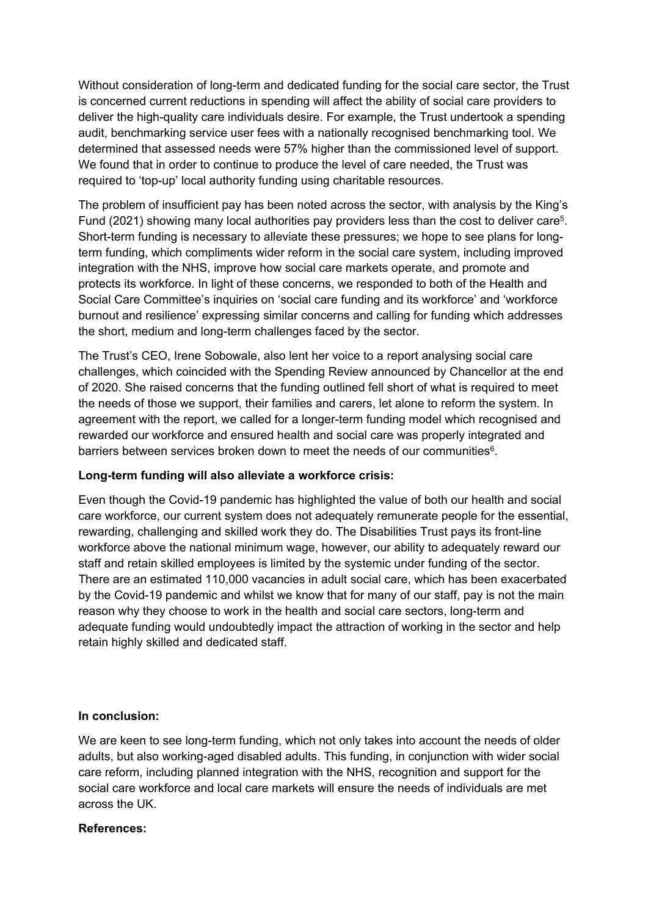Without consideration of long-term and dedicated funding for the social care sector, the Trust is concerned current reductions in spending will affect the ability of social care providers to deliver the high-quality care individuals desire. For example, the Trust undertook a spending audit, benchmarking service user fees with a nationally recognised benchmarking tool. We determined that assessed needs were 57% higher than the commissioned level of support. We found that in order to continue to produce the level of care needed, the Trust was required to 'top-up' local authority funding using charitable resources.

The problem of insufficient pay has been noted across the sector, with analysis by the King's Fund (2021) showing many local authorities pay providers less than the cost to deliver care[5]. Short-term funding is necessary to alleviate these pressures; we hope to see plans for long-term funding, which compliments wider reform in the social care system, including improved integration with the NHS, improve how social care markets operate, and promote and protects its workforce. In light of these concerns, we responded to both of the Health and Social Care Committee's inquiries on 'social care funding and its workforce' and 'workforce burnout and resilience' expressing similar concerns and calling for funding which addresses the short, medium and long-term challenges faced by the sector.

The Trust's CEO, Irene Sobowale, also lent her voice to a report analysing social care challenges, which coincided with the Spending Review announced by Chancellor at the end of 2020. She raised concerns that the funding outlined fell short of what is required to meet the needs of those we support, their families and carers, let alone to reform the system. In agreement with the report, we called for a longer-term funding model which recognised and rewarded our workforce and ensured health and social care was properly integrated and barriers between services broken down to meet the needs of our communities[6].

**Long-term funding will also alleviate a workforce crisis:**

Even though the Covid-19 pandemic has highlighted the value of both our health and social care workforce, our current system does not adequately remunerate people for the essential, rewarding, challenging and skilled work they do. The Disabilities Trust pays its front-line workforce above the national minimum wage, however, our ability to adequately reward our staff and retain skilled employees is limited by the systemic under funding of the sector. There are an estimated 110,000 vacancies in adult social care, which has been exacerbated by the Covid-19 pandemic and whilst we know that for many of our staff, pay is not the main reason why they choose to work in the health and social care sectors, long-term and adequate funding would undoubtedly impact the attraction of working in the sector and help retain highly skilled and dedicated staff.

**In conclusion:**

We are keen to see long-term funding, which not only takes into account the needs of older adults, but also working-aged disabled adults. This funding, in conjunction with wider social care reform, including planned integration with the NHS, recognition and support for the social care workforce and local care markets will ensure the needs of individuals are met across the UK.

**References:**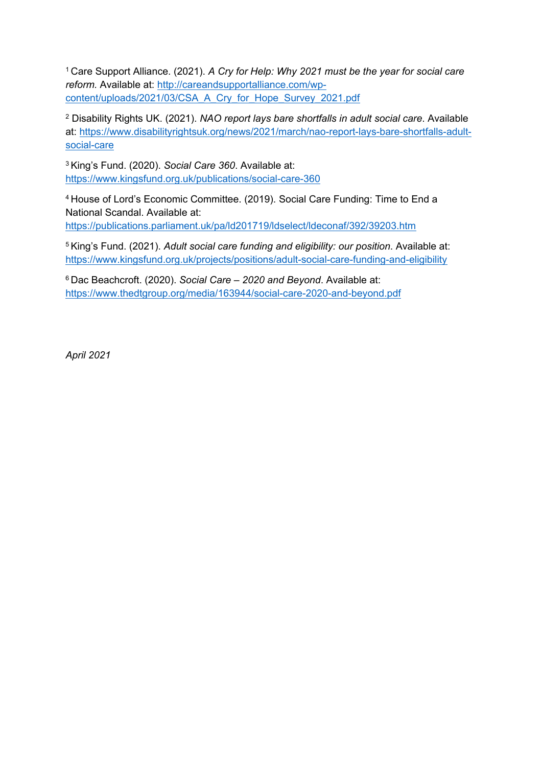[1] Care Support Alliance. (2021). *A Cry for Help: Why 2021 must be the year for social care reform.* Available at: http://careandsupportalliance.com/wp-content/uploads/2021/03/CSA_A_Cry_for_Hope_Survey_2021.pdf

[2] Disability Rights UK. (2021). *NAO report lays bare shortfalls in adult social care*. Available at: https://www.disabilityrightsuk.org/news/2021/march/nao-report-lays-bare-shortfalls-adult-social-care

[3] King's Fund. (2020). *Social Care 360*. Available at: https://www.kingsfund.org.uk/publications/social-care-360

[4] House of Lord's Economic Committee. (2019). Social Care Funding: Time to End a National Scandal. Available at: https://publications.parliament.uk/pa/ld201719/ldselect/ldeconaf/392/39203.htm

[5] King's Fund. (2021). *Adult social care funding and eligibility: our position*. Available at: https://www.kingsfund.org.uk/projects/positions/adult-social-care-funding-and-eligibility

[6] Dac Beachcroft. (2020). *Social Care – 2020 and Beyond*. Available at: https://www.thedtgroup.org/media/163944/social-care-2020-and-beyond.pdf

*April 2021*